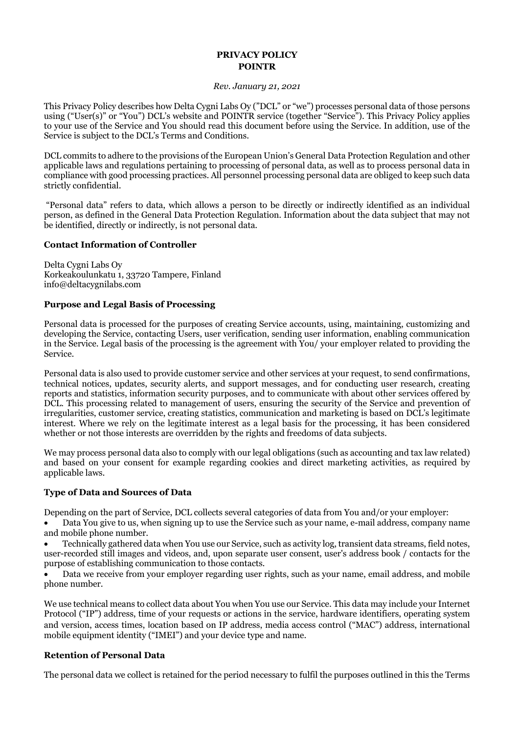# PRIVACY POLICY
# POINTR

*Rev. January 21, 2021*

This Privacy Policy describes how Delta Cygni Labs Oy (”DCL” or “we”) processes personal data of those persons using (“User(s)” or “You”) DCL’s website and POINTR service (together “Service”). This Privacy Policy applies to your use of the Service and You should read this document before using the Service. In addition, use of the Service is subject to the DCL’s Terms and Conditions.

DCL commits to adhere to the provisions of the European Union’s General Data Protection Regulation and other applicable laws and regulations pertaining to processing of personal data, as well as to process personal data in compliance with good processing practices. All personnel processing personal data are obliged to keep such data strictly confidential.

“Personal data” refers to data, which allows a person to be directly or indirectly identified as an individual person, as defined in the General Data Protection Regulation. Information about the data subject that may not be identified, directly or indirectly, is not personal data.

## Contact Information of Controller

Delta Cygni Labs Oy
Korkeakoulunkatu 1, 33720 Tampere, Finland
info@deltacygnilabs.com

## Purpose and Legal Basis of Processing

Personal data is processed for the purposes of creating Service accounts, using, maintaining, customizing and developing the Service, contacting Users, user verification, sending user information, enabling communication in the Service. Legal basis of the processing is the agreement with You/ your employer related to providing the Service.

Personal data is also used to provide customer service and other services at your request, to send confirmations, technical notices, updates, security alerts, and support messages, and for conducting user research, creating reports and statistics, information security purposes, and to communicate with about other services offered by DCL. This processing related to management of users, ensuring the security of the Service and prevention of irregularities, customer service, creating statistics, communication and marketing is based on DCL’s legitimate interest. Where we rely on the legitimate interest as a legal basis for the processing, it has been considered whether or not those interests are overridden by the rights and freedoms of data subjects.

We may process personal data also to comply with our legal obligations (such as accounting and tax law related) and based on your consent for example regarding cookies and direct marketing activities, as required by applicable laws.

## Type of Data and Sources of Data

Depending on the part of Service, DCL collects several categories of data from You and/or your employer:

- Data You give to us, when signing up to use the Service such as your name, e-mail address, company name and mobile phone number.
- Technically gathered data when You use our Service, such as activity log, transient data streams, field notes, user-recorded still images and videos, and, upon separate user consent, user's address book / contacts for the purpose of establishing communication to those contacts.
- Data we receive from your employer regarding user rights, such as your name, email address, and mobile phone number.

We use technical means to collect data about You when You use our Service. This data may include your Internet Protocol (“IP”) address, time of your requests or actions in the service, hardware identifiers, operating system and version, access times, location based on IP address, media access control (“MAC”) address, international mobile equipment identity (“IMEI”) and your device type and name.

## Retention of Personal Data

The personal data we collect is retained for the period necessary to fulfil the purposes outlined in this the Terms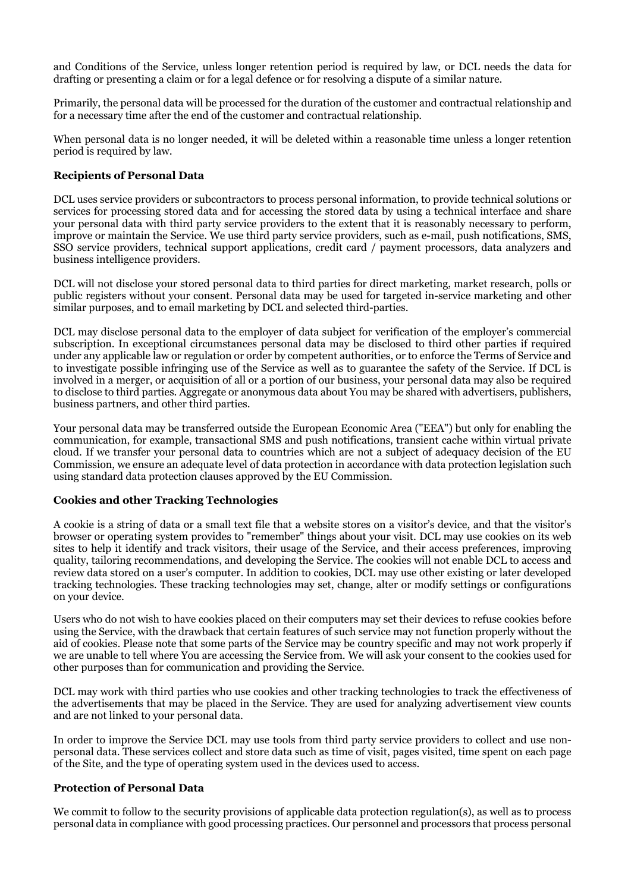and Conditions of the Service, unless longer retention period is required by law, or DCL needs the data for drafting or presenting a claim or for a legal defence or for resolving a dispute of a similar nature.

Primarily, the personal data will be processed for the duration of the customer and contractual relationship and for a necessary time after the end of the customer and contractual relationship.

When personal data is no longer needed, it will be deleted within a reasonable time unless a longer retention period is required by law.

**Recipients of Personal Data**

DCL uses service providers or subcontractors to process personal information, to provide technical solutions or services for processing stored data and for accessing the stored data by using a technical interface and share your personal data with third party service providers to the extent that it is reasonably necessary to perform, improve or maintain the Service. We use third party service providers, such as e-mail, push notifications, SMS, SSO service providers, technical support applications, credit card / payment processors, data analyzers and business intelligence providers.

DCL will not disclose your stored personal data to third parties for direct marketing, market research, polls or public registers without your consent. Personal data may be used for targeted in-service marketing and other similar purposes, and to email marketing by DCL and selected third-parties.

DCL may disclose personal data to the employer of data subject for verification of the employer's commercial subscription. In exceptional circumstances personal data may be disclosed to third other parties if required under any applicable law or regulation or order by competent authorities, or to enforce the Terms of Service and to investigate possible infringing use of the Service as well as to guarantee the safety of the Service. If DCL is involved in a merger, or acquisition of all or a portion of our business, your personal data may also be required to disclose to third parties. Aggregate or anonymous data about You may be shared with advertisers, publishers, business partners, and other third parties.

Your personal data may be transferred outside the European Economic Area ("EEA") but only for enabling the communication, for example, transactional SMS and push notifications, transient cache within virtual private cloud. If we transfer your personal data to countries which are not a subject of adequacy decision of the EU Commission, we ensure an adequate level of data protection in accordance with data protection legislation such using standard data protection clauses approved by the EU Commission.

**Cookies and other Tracking Technologies**

A cookie is a string of data or a small text file that a website stores on a visitor's device, and that the visitor's browser or operating system provides to "remember" things about your visit. DCL may use cookies on its web sites to help it identify and track visitors, their usage of the Service, and their access preferences, improving quality, tailoring recommendations, and developing the Service. The cookies will not enable DCL to access and review data stored on a user's computer. In addition to cookies, DCL may use other existing or later developed tracking technologies. These tracking technologies may set, change, alter or modify settings or configurations on your device.

Users who do not wish to have cookies placed on their computers may set their devices to refuse cookies before using the Service, with the drawback that certain features of such service may not function properly without the aid of cookies. Please note that some parts of the Service may be country specific and may not work properly if we are unable to tell where You are accessing the Service from. We will ask your consent to the cookies used for other purposes than for communication and providing the Service.

DCL may work with third parties who use cookies and other tracking technologies to track the effectiveness of the advertisements that may be placed in the Service. They are used for analyzing advertisement view counts and are not linked to your personal data.

In order to improve the Service DCL may use tools from third party service providers to collect and use non-personal data. These services collect and store data such as time of visit, pages visited, time spent on each page of the Site, and the type of operating system used in the devices used to access.

**Protection of Personal Data**

We commit to follow to the security provisions of applicable data protection regulation(s), as well as to process personal data in compliance with good processing practices. Our personnel and processors that process personal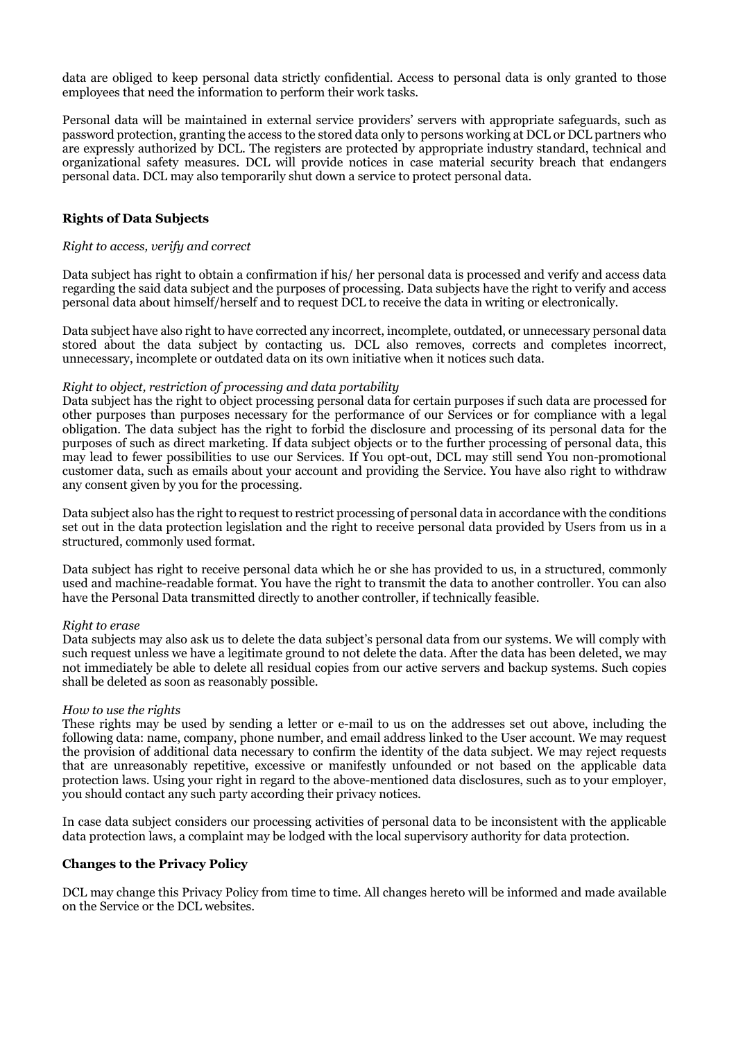data are obliged to keep personal data strictly confidential. Access to personal data is only granted to those employees that need the information to perform their work tasks.

Personal data will be maintained in external service providers' servers with appropriate safeguards, such as password protection, granting the access to the stored data only to persons working at DCL or DCL partners who are expressly authorized by DCL. The registers are protected by appropriate industry standard, technical and organizational safety measures. DCL will provide notices in case material security breach that endangers personal data. DCL may also temporarily shut down a service to protect personal data.

**Rights of Data Subjects**

*Right to access, verify and correct*

Data subject has right to obtain a confirmation if his/ her personal data is processed and verify and access data regarding the said data subject and the purposes of processing. Data subjects have the right to verify and access personal data about himself/herself and to request DCL to receive the data in writing or electronically.

Data subject have also right to have corrected any incorrect, incomplete, outdated, or unnecessary personal data stored about the data subject by contacting us. DCL also removes, corrects and completes incorrect, unnecessary, incomplete or outdated data on its own initiative when it notices such data.

*Right to object, restriction of processing and data portability*

Data subject has the right to object processing personal data for certain purposes if such data are processed for other purposes than purposes necessary for the performance of our Services or for compliance with a legal obligation. The data subject has the right to forbid the disclosure and processing of its personal data for the purposes of such as direct marketing. If data subject objects or to the further processing of personal data, this may lead to fewer possibilities to use our Services. If You opt-out, DCL may still send You non-promotional customer data, such as emails about your account and providing the Service. You have also right to withdraw any consent given by you for the processing.

Data subject also has the right to request to restrict processing of personal data in accordance with the conditions set out in the data protection legislation and the right to receive personal data provided by Users from us in a structured, commonly used format.

Data subject has right to receive personal data which he or she has provided to us, in a structured, commonly used and machine-readable format. You have the right to transmit the data to another controller. You can also have the Personal Data transmitted directly to another controller, if technically feasible.

*Right to erase*

Data subjects may also ask us to delete the data subject's personal data from our systems. We will comply with such request unless we have a legitimate ground to not delete the data. After the data has been deleted, we may not immediately be able to delete all residual copies from our active servers and backup systems. Such copies shall be deleted as soon as reasonably possible.

*How to use the rights*

These rights may be used by sending a letter or e-mail to us on the addresses set out above, including the following data: name, company, phone number, and email address linked to the User account. We may request the provision of additional data necessary to confirm the identity of the data subject. We may reject requests that are unreasonably repetitive, excessive or manifestly unfounded or not based on the applicable data protection laws. Using your right in regard to the above-mentioned data disclosures, such as to your employer, you should contact any such party according their privacy notices.

In case data subject considers our processing activities of personal data to be inconsistent with the applicable data protection laws, a complaint may be lodged with the local supervisory authority for data protection.

**Changes to the Privacy Policy**

DCL may change this Privacy Policy from time to time. All changes hereto will be informed and made available on the Service or the DCL websites.